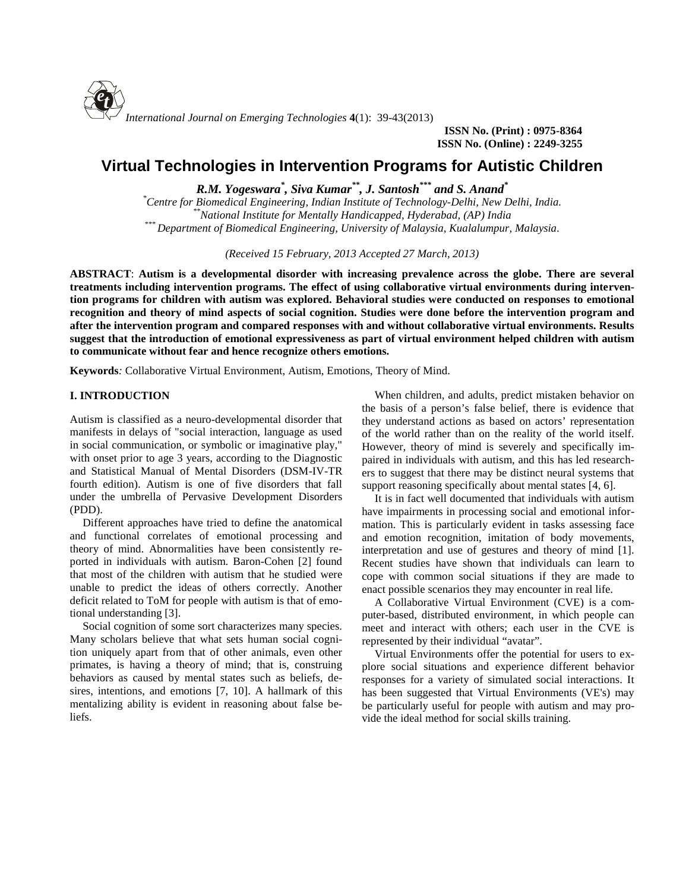# Virtual Technologies in Intervention Programs for Autistic Children

***R.M. Yogeswara[\*], Siva Kumar[\*\*], J. Santosh[\*\*\*] and S. Anand[\*]***

[\*]*Centre for Biomedical Engineering, Indian Institute of Technology-Delhi, New Delhi, India.*
[\*\*]*National Institute for Mentally Handicapped, Hyderabad, (AP) India*
[\*\*\*]*Department of Biomedical Engineering, University of Malaysia, Kualalumpur, Malaysia.*

*(Received 15 February, 2013 Accepted 27 March, 2013)*

**ABSTRACT**: **Autism is a developmental disorder with increasing prevalence across the globe. There are several treatments including intervention programs. The effect of using collaborative virtual environments during intervention programs for children with autism was explored. Behavioral studies were conducted on responses to emotional recognition and theory of mind aspects of social cognition. Studies were done before the intervention program and after the intervention program and compared responses with and without collaborative virtual environments. Results suggest that the introduction of emotional expressiveness as part of virtual environment helped children with autism to communicate without fear and hence recognize others emotions.**

**Keywords***:* Collaborative Virtual Environment, Autism, Emotions, Theory of Mind.

## I. INTRODUCTION

Autism is classified as a neuro-developmental disorder that manifests in delays of "social interaction, language as used in social communication, or symbolic or imaginative play," with onset prior to age 3 years, according to the Diagnostic and Statistical Manual of Mental Disorders (DSM-IV-TR fourth edition). Autism is one of five disorders that fall under the umbrella of Pervasive Development Disorders (PDD).

Different approaches have tried to define the anatomical and functional correlates of emotional processing and theory of mind. Abnormalities have been consistently reported in individuals with autism. Baron-Cohen [2] found that most of the children with autism that he studied were unable to predict the ideas of others correctly. Another deficit related to ToM for people with autism is that of emotional understanding [3].

Social cognition of some sort characterizes many species. Many scholars believe that what sets human social cognition uniquely apart from that of other animals, even other primates, is having a theory of mind; that is, construing behaviors as caused by mental states such as beliefs, desires, intentions, and emotions [7, 10]. A hallmark of this mentalizing ability is evident in reasoning about false beliefs.

When children, and adults, predict mistaken behavior on the basis of a person's false belief, there is evidence that they understand actions as based on actors' representation of the world rather than on the reality of the world itself. However, theory of mind is severely and specifically impaired in individuals with autism, and this has led researchers to suggest that there may be distinct neural systems that support reasoning specifically about mental states [4, 6].

It is in fact well documented that individuals with autism have impairments in processing social and emotional information. This is particularly evident in tasks assessing face and emotion recognition, imitation of body movements, interpretation and use of gestures and theory of mind [1]. Recent studies have shown that individuals can learn to cope with common social situations if they are made to enact possible scenarios they may encounter in real life.

A Collaborative Virtual Environment (CVE) is a computer-based, distributed environment, in which people can meet and interact with others; each user in the CVE is represented by their individual "avatar".

Virtual Environments offer the potential for users to explore social situations and experience different behavior responses for a variety of simulated social interactions. It has been suggested that Virtual Environments (VE's) may be particularly useful for people with autism and may provide the ideal method for social skills training.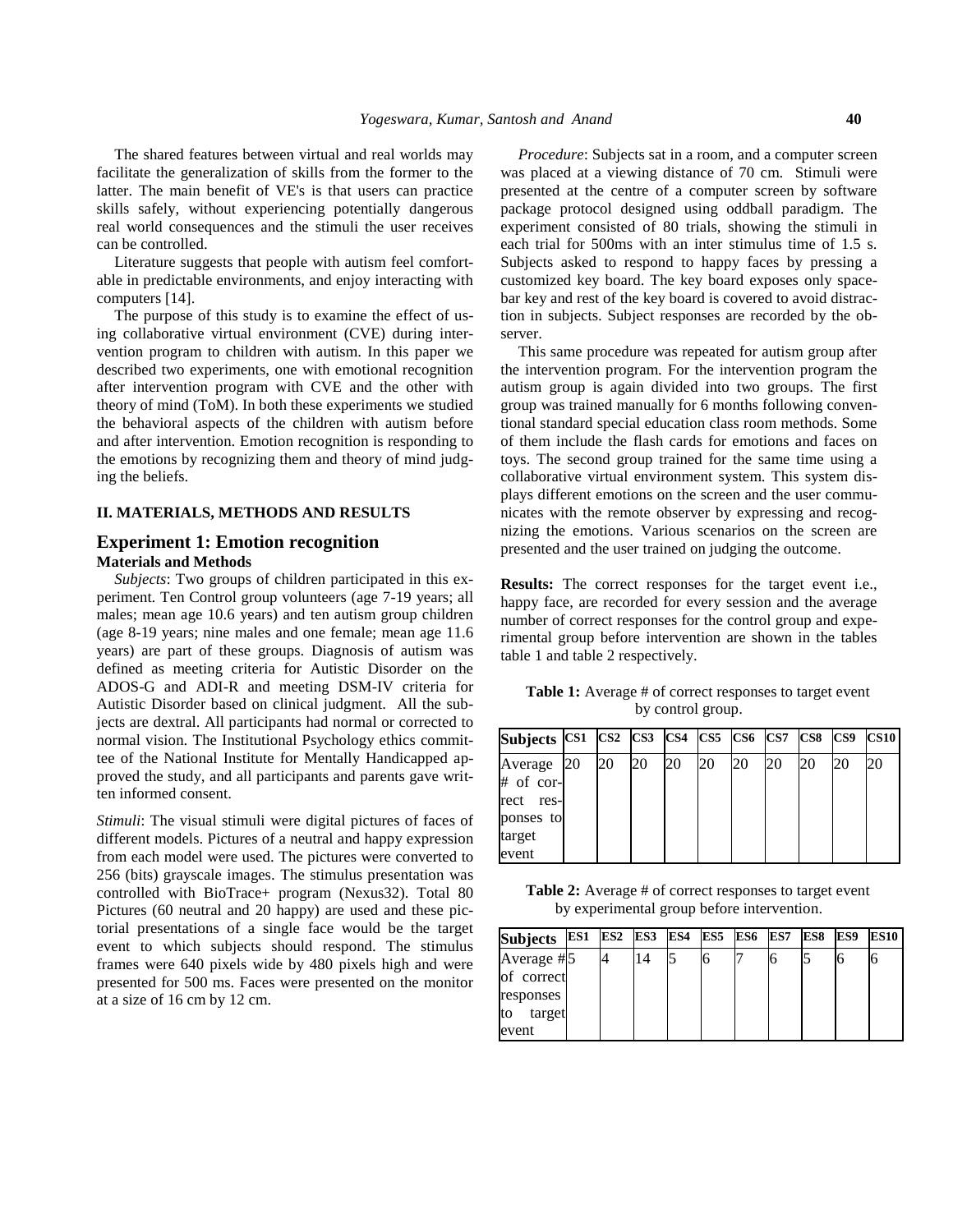The shared features between virtual and real worlds may facilitate the generalization of skills from the former to the latter. The main benefit of VE's is that users can practice skills safely, without experiencing potentially dangerous real world consequences and the stimuli the user receives can be controlled.

Literature suggests that people with autism feel comfortable in predictable environments, and enjoy interacting with computers [14].

The purpose of this study is to examine the effect of using collaborative virtual environment (CVE) during intervention program to children with autism. In this paper we described two experiments, one with emotional recognition after intervention program with CVE and the other with theory of mind (ToM). In both these experiments we studied the behavioral aspects of the children with autism before and after intervention. Emotion recognition is responding to the emotions by recognizing them and theory of mind judging the beliefs.

## II. MATERIALS, METHODS AND RESULTS

## Experiment 1: Emotion recognition

### Materials and Methods

*Subjects*: Two groups of children participated in this experiment. Ten Control group volunteers (age 7-19 years; all males; mean age 10.6 years) and ten autism group children (age 8-19 years; nine males and one female; mean age 11.6 years) are part of these groups. Diagnosis of autism was defined as meeting criteria for Autistic Disorder on the ADOS-G and ADI-R and meeting DSM-IV criteria for Autistic Disorder based on clinical judgment. All the subjects are dextral. All participants had normal or corrected to normal vision. The Institutional Psychology ethics committee of the National Institute for Mentally Handicapped approved the study, and all participants and parents gave written informed consent.

*Stimuli*: The visual stimuli were digital pictures of faces of different models. Pictures of a neutral and happy expression from each model were used. The pictures were converted to 256 (bits) grayscale images. The stimulus presentation was controlled with BioTrace+ program (Nexus32). Total 80 Pictures (60 neutral and 20 happy) are used and these pictorial presentations of a single face would be the target event to which subjects should respond. The stimulus frames were 640 pixels wide by 480 pixels high and were presented for 500 ms. Faces were presented on the monitor at a size of 16 cm by 12 cm.

*Procedure*: Subjects sat in a room, and a computer screen was placed at a viewing distance of 70 cm. Stimuli were presented at the centre of a computer screen by software package protocol designed using oddball paradigm. The experiment consisted of 80 trials, showing the stimuli in each trial for 500ms with an inter stimulus time of 1.5 s. Subjects asked to respond to happy faces by pressing a customized key board. The key board exposes only space-bar key and rest of the key board is covered to avoid distraction in subjects. Subject responses are recorded by the observer.

This same procedure was repeated for autism group after the intervention program. For the intervention program the autism group is again divided into two groups. The first group was trained manually for 6 months following conventional standard special education class room methods. Some of them include the flash cards for emotions and faces on toys. The second group trained for the same time using a collaborative virtual environment system. This system displays different emotions on the screen and the user communicates with the remote observer by expressing and recognizing the emotions. Various scenarios on the screen are presented and the user trained on judging the outcome.

**Results:** The correct responses for the target event i.e., happy face, are recorded for every session and the average number of correct responses for the control group and experimental group before intervention are shown in the tables table 1 and table 2 respectively.

**Table 1:** Average # of correct responses to target event by control group.

| Subjects | CS1 | CS2 | CS3 | CS4 | CS5 | CS6 | CS7 | CS8 | CS9 | CS10 |
|---|---|---|---|---|---|---|---|---|---|---|
| Average # of correct responses to target event | 20 | 20 | 20 | 20 | 20 | 20 | 20 | 20 | 20 | 20 |

**Table 2:** Average # of correct responses to target event by experimental group before intervention.

| Subjects | ES1 | ES2 | ES3 | ES4 | ES5 | ES6 | ES7 | ES8 | ES9 | ES10 |
|---|---|---|---|---|---|---|---|---|---|---|
| Average # of correct responses to target event | 5 | 4 | 14 | 5 | 6 | 7 | 6 | 5 | 6 | 6 |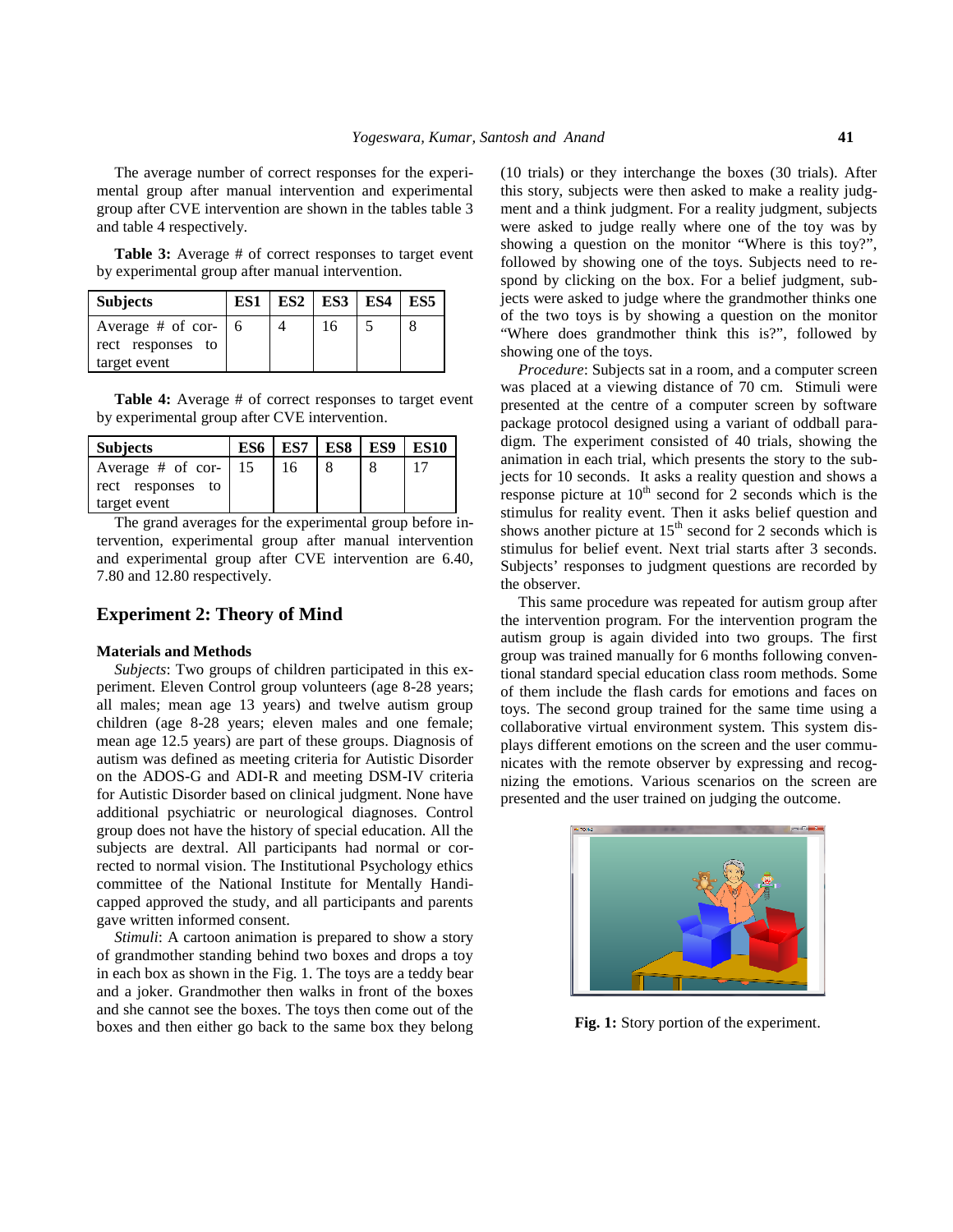The average number of correct responses for the experimental group after manual intervention and experimental group after CVE intervention are shown in the tables table 3 and table 4 respectively.

**Table 3:** Average # of correct responses to target event by experimental group after manual intervention.

| Subjects | ES1 | ES2 | ES3 | ES4 | ES5 |
|---|---|---|---|---|---|
| Average # of correct responses to target event | 6 | 4 | 16 | 5 | 8 |

**Table 4:** Average # of correct responses to target event by experimental group after CVE intervention.

| Subjects | ES6 | ES7 | ES8 | ES9 | ES10 |
|---|---|---|---|---|---|
| Average # of correct responses to target event | 15 | 16 | 8 | 8 | 17 |

The grand averages for the experimental group before intervention, experimental group after manual intervention and experimental group after CVE intervention are 6.40, 7.80 and 12.80 respectively.

## Experiment 2: Theory of Mind

### Materials and Methods

*Subjects*: Two groups of children participated in this experiment. Eleven Control group volunteers (age 8-28 years; all males; mean age 13 years) and twelve autism group children (age 8-28 years; eleven males and one female; mean age 12.5 years) are part of these groups. Diagnosis of autism was defined as meeting criteria for Autistic Disorder on the ADOS-G and ADI-R and meeting DSM-IV criteria for Autistic Disorder based on clinical judgment. None have additional psychiatric or neurological diagnoses. Control group does not have the history of special education. All the subjects are dextral. All participants had normal or corrected to normal vision. The Institutional Psychology ethics committee of the National Institute for Mentally Handicapped approved the study, and all participants and parents gave written informed consent.

*Stimuli*: A cartoon animation is prepared to show a story of grandmother standing behind two boxes and drops a toy in each box as shown in the Fig. 1. The toys are a teddy bear and a joker. Grandmother then walks in front of the boxes and she cannot see the boxes. The toys then come out of the boxes and then either go back to the same box they belong (10 trials) or they interchange the boxes (30 trials). After this story, subjects were then asked to make a reality judgment and a think judgment. For a reality judgment, subjects were asked to judge really where one of the toy was by showing a question on the monitor "Where is this toy?", followed by showing one of the toys. Subjects need to respond by clicking on the box. For a belief judgment, subjects were asked to judge where the grandmother thinks one of the two toys is by showing a question on the monitor "Where does grandmother think this is?", followed by showing one of the toys.

*Procedure*: Subjects sat in a room, and a computer screen was placed at a viewing distance of 70 cm. Stimuli were presented at the centre of a computer screen by software package protocol designed using a variant of oddball paradigm. The experiment consisted of 40 trials, showing the animation in each trial, which presents the story to the subjects for 10 seconds. It asks a reality question and shows a response picture at $10^{th}$ second for 2 seconds which is the stimulus for reality event. Then it asks belief question and shows another picture at $15^{th}$ second for 2 seconds which is stimulus for belief event. Next trial starts after 3 seconds. Subjects' responses to judgment questions are recorded by the observer.

This same procedure was repeated for autism group after the intervention program. For the intervention program the autism group is again divided into two groups. The first group was trained manually for 6 months following conventional standard special education class room methods. Some of them include the flash cards for emotions and faces on toys. The second group trained for the same time using a collaborative virtual environment system. This system displays different emotions on the screen and the user communicates with the remote observer by expressing and recognizing the emotions. Various scenarios on the screen are presented and the user trained on judging the outcome.

**Fig. 1:** Story portion of the experiment.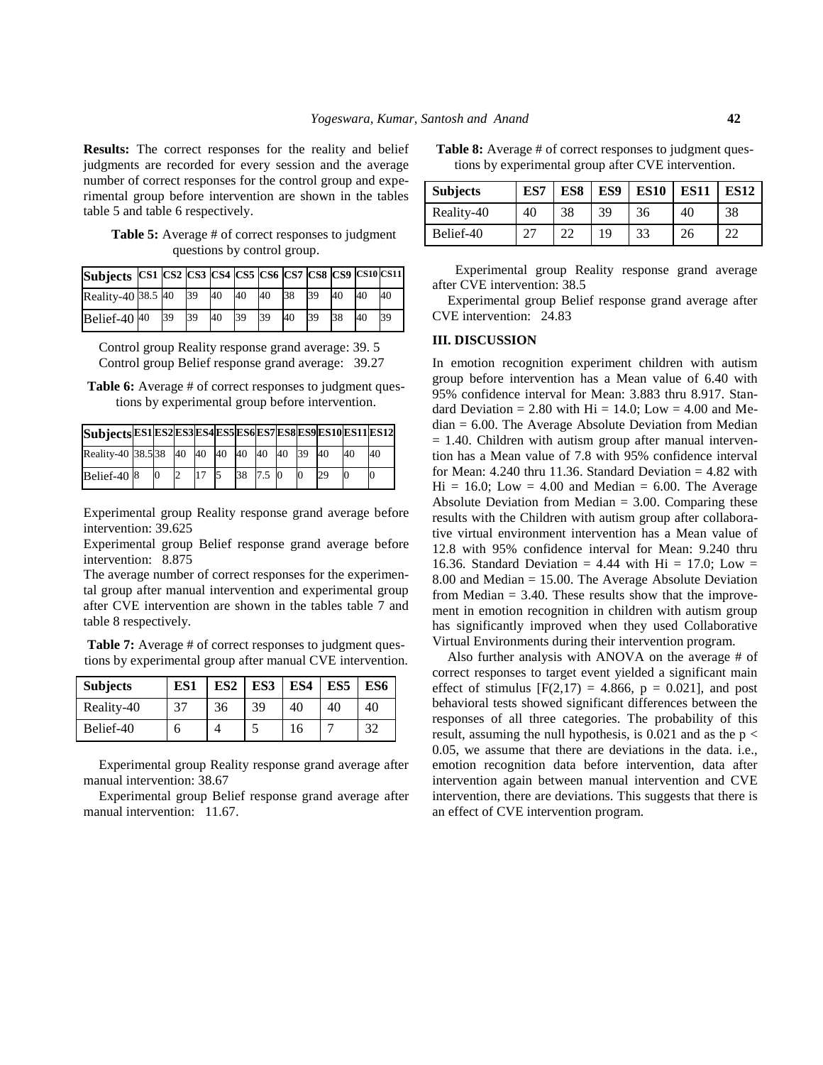**Results:** The correct responses for the reality and belief judgments are recorded for every session and the average number of correct responses for the control group and experimental group before intervention are shown in the tables table 5 and table 6 respectively.

**Table 5:** Average # of correct responses to judgment questions by control group.

| Subjects | CS1 | CS2 | CS3 | CS4 | CS5 | CS6 | CS7 | CS8 | CS9 | CS10 | CS11 |
|---|---|---|---|---|---|---|---|---|---|---|---|
| Reality-40 | 38.5 | 40 | 39 | 40 | 40 | 40 | 38 | 39 | 40 | 40 | 40 |
| Belief-40 | 40 | 39 | 39 | 40 | 39 | 39 | 40 | 39 | 38 | 40 | 39 |

Control group Reality response grand average: 39. 5
Control group Belief response grand average: 39.27

**Table 6:** Average # of correct responses to judgment questions by experimental group before intervention.

| Subjects | ES1 | ES2 | ES3 | ES4 | ES5 | ES6 | ES7 | ES8 | ES9 | ES10 | ES11 | ES12 |
|---|---|---|---|---|---|---|---|---|---|---|---|---|
| Reality-40 | 38.5 | 38 | 40 | 40 | 40 | 40 | 40 | 40 | 39 | 40 | 40 | 40 |
| Belief-40 | 8 | 0 | 2 | 17 | 5 | 38 | 7.5 | 0 | 0 | 29 | 0 | 0 |

Experimental group Reality response grand average before intervention: 39.625

Experimental group Belief response grand average before intervention: 8.875

The average number of correct responses for the experimental group after manual intervention and experimental group after CVE intervention are shown in the tables table 7 and table 8 respectively.

**Table 7:** Average # of correct responses to judgment questions by experimental group after manual CVE intervention.

| Subjects | ES1 | ES2 | ES3 | ES4 | ES5 | ES6 |
|---|---|---|---|---|---|---|
| Reality-40 | 37 | 36 | 39 | 40 | 40 | 40 |
| Belief-40 | 6 | 4 | 5 | 16 | 7 | 32 |

Experimental group Reality response grand average after manual intervention: 38.67

Experimental group Belief response grand average after manual intervention: 11.67.

**Table 8:** Average # of correct responses to judgment questions by experimental group after CVE intervention.

| Subjects | ES7 | ES8 | ES9 | ES10 | ES11 | ES12 |
|---|---|---|---|---|---|---|
| Reality-40 | 40 | 38 | 39 | 36 | 40 | 38 |
| Belief-40 | 27 | 22 | 19 | 33 | 26 | 22 |

Experimental group Reality response grand average after CVE intervention: 38.5

Experimental group Belief response grand average after CVE intervention: 24.83

## III. DISCUSSION

In emotion recognition experiment children with autism group before intervention has a Mean value of 6.40 with 95% confidence interval for Mean: 3.883 thru 8.917. Standard Deviation = 2.80 with Hi = 14.0; Low = 4.00 and Median = 6.00. The Average Absolute Deviation from Median = 1.40. Children with autism group after manual intervention has a Mean value of 7.8 with 95% confidence interval for Mean: 4.240 thru 11.36. Standard Deviation = 4.82 with Hi = 16.0; Low = 4.00 and Median = 6.00. The Average Absolute Deviation from Median = 3.00. Comparing these results with the Children with autism group after collaborative virtual environment intervention has a Mean value of 12.8 with 95% confidence interval for Mean: 9.240 thru 16.36. Standard Deviation = 4.44 with Hi = 17.0; Low = 8.00 and Median = 15.00. The Average Absolute Deviation from Median = 3.40. These results show that the improvement in emotion recognition in children with autism group has significantly improved when they used Collaborative Virtual Environments during their intervention program.

Also further analysis with ANOVA on the average # of correct responses to target event yielded a significant main effect of stimulus [$F(2,17) = 4.866$, $p = 0.021$], and post behavioral tests showed significant differences between the responses of all three categories. The probability of this result, assuming the null hypothesis, is 0.021 and as the $p < 0.05$, we assume that there are deviations in the data. i.e., emotion recognition data before intervention, data after intervention again between manual intervention and CVE intervention, there are deviations. This suggests that there is an effect of CVE intervention program.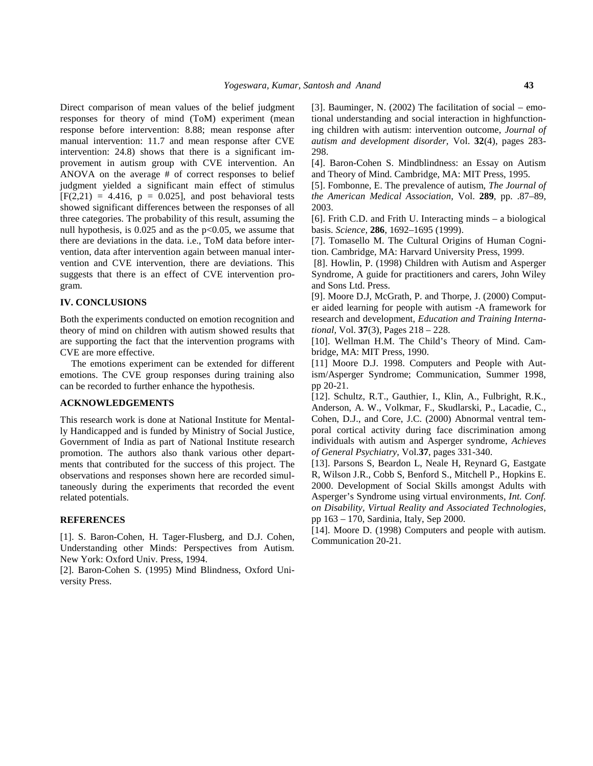Direct comparison of mean values of the belief judgment responses for theory of mind (ToM) experiment (mean response before intervention: 8.88; mean response after manual intervention: 11.7 and mean response after CVE intervention: 24.8) shows that there is a significant improvement in autism group with CVE intervention. An ANOVA on the average # of correct responses to belief judgment yielded a significant main effect of stimulus [$F(2,21) = 4.416$, $p = 0.025$], and post behavioral tests showed significant differences between the responses of all three categories. The probability of this result, assuming the null hypothesis, is 0.025 and as the $p<0.05$, we assume that there are deviations in the data. i.e., ToM data before intervention, data after intervention again between manual intervention and CVE intervention, there are deviations. This suggests that there is an effect of CVE intervention program.

## IV. CONCLUSIONS

Both the experiments conducted on emotion recognition and theory of mind on children with autism showed results that are supporting the fact that the intervention programs with CVE are more effective.

The emotions experiment can be extended for different emotions. The CVE group responses during training also can be recorded to further enhance the hypothesis.

## ACKNOWLEDGEMENTS

This research work is done at National Institute for Mentally Handicapped and is funded by Ministry of Social Justice, Government of India as part of National Institute research promotion. The authors also thank various other departments that contributed for the success of this project. The observations and responses shown here are recorded simultaneously during the experiments that recorded the event related potentials.

## REFERENCES

[1]. S. Baron-Cohen, H. Tager-Flusberg, and D.J. Cohen, Understanding other Minds: Perspectives from Autism. New York: Oxford Univ. Press, 1994.

[2]. Baron-Cohen S. (1995) Mind Blindness, Oxford University Press.

[3]. Bauminger, N. (2002) The facilitation of social – emotional understanding and social interaction in highfunctioning children with autism: intervention outcome, *Journal of autism and development disorder*, Vol. **32**(4), pages 283-298.

[4]. Baron-Cohen S. Mindblindness: an Essay on Autism and Theory of Mind. Cambridge, MA: MIT Press, 1995.

[5]. Fombonne, E. The prevalence of autism, *The Journal of the American Medical Association*, Vol. **289**, pp. .87–89, 2003.

[6]. Frith C.D. and Frith U. Interacting minds – a biological basis. *Science*, **286**, 1692–1695 (1999).

[7]. Tomasello M. The Cultural Origins of Human Cognition. Cambridge, MA: Harvard University Press, 1999.

[8]. Howlin, P. (1998) Children with Autism and Asperger Syndrome, A guide for practitioners and carers, John Wiley and Sons Ltd. Press.

[9]. Moore D.J, McGrath, P. and Thorpe, J. (2000) Computer aided learning for people with autism -A framework for research and development, *Education and Training International*, Vol. **37**(3), Pages 218 – 228.

[10]. Wellman H.M. The Child's Theory of Mind. Cambridge, MA: MIT Press, 1990.

[11] Moore D.J. 1998. Computers and People with Autism/Asperger Syndrome; Communication, Summer 1998, pp 20-21.

[12]. Schultz, R.T., Gauthier, I., Klin, A., Fulbright, R.K., Anderson, A. W., Volkmar, F., Skudlarski, P., Lacadie, C., Cohen, D.J., and Core, J.C. (2000) Abnormal ventral temporal cortical activity during face discrimination among individuals with autism and Asperger syndrome, *Achieves of General Psychiatry*, Vol.**37**, pages 331-340.

[13]. Parsons S, Beardon L, Neale H, Reynard G, Eastgate R, Wilson J.R., Cobb S, Benford S., Mitchell P., Hopkins E. 2000. Development of Social Skills amongst Adults with Asperger's Syndrome using virtual environments, *Int. Conf. on Disability, Virtual Reality and Associated Technologies*, pp 163 – 170, Sardinia, Italy, Sep 2000.

[14]. Moore D. (1998) Computers and people with autism. Communication 20-21.